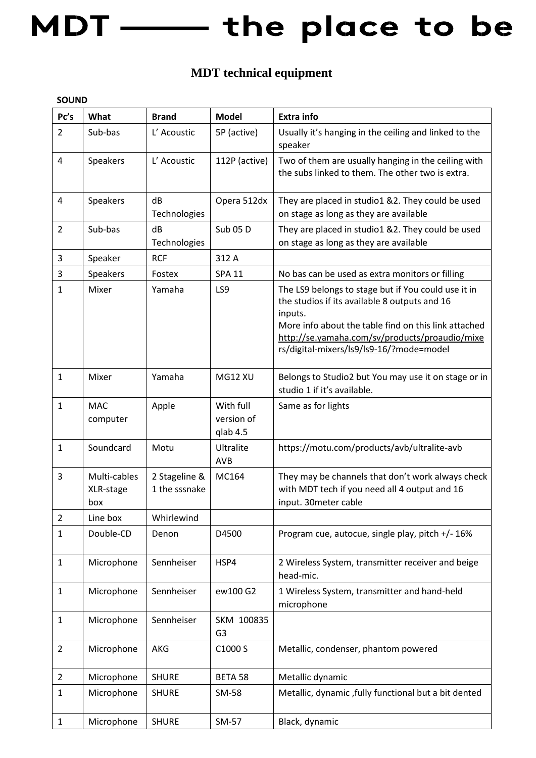# MDT —— the place to be

## MDT technical equipment

**SOUND**

| Pc's | What | Brand | Model | Extra info |
|---|---|---|---|---|
| 2 | Sub-bas | L' Acoustic | 5P (active) | Usually it's hanging in the ceiling and linked to the speaker |
| 4 | Speakers | L' Acoustic | 112P (active) | Two of them are usually hanging in the ceiling with the subs linked to them. The other two is extra. |
| 4 | Speakers | dB Technologies | Opera 512dx | They are placed in studio1 &2. They could be used on stage as long as they are available |
| 2 | Sub-bas | dB Technologies | Sub 05 D | They are placed in studio1 &2. They could be used on stage as long as they are available |
| 3 | Speaker | RCF | 312 A | |
| 3 | Speakers | Fostex | SPA 11 | No bas can be used as extra monitors or filling |
| 1 | Mixer | Yamaha | LS9 | The LS9 belongs to stage but if You could use it in the studios if its available 8 outputs and 16 inputs. More info about the table find on this link attached http://se.yamaha.com/sv/products/proaudio/mixers/digital-mixers/ls9/ls9-16/?mode=model |
| 1 | Mixer | Yamaha | MG12 XU | Belongs to Studio2 but You may use it on stage or in studio 1 if it's available. |
| 1 | MAC computer | Apple | With full version of qlab 4.5 | Same as for lights |
| 1 | Soundcard | Motu | Ultralite AVB | https://motu.com/products/avb/ultralite-avb |
| 3 | Multi-cables XLR-stage box | 2 Stageline & 1 the sssnake | MC164 | They may be channels that don't work always check with MDT tech if you need all 4 output and 16 input. 30meter cable |
| 2 | Line box | Whirlewind | | |
| 1 | Double-CD | Denon | D4500 | Program cue, autocue, single play, pitch +/- 16% |
| 1 | Microphone | Sennheiser | HSP4 | 2 Wireless System, transmitter receiver and beige head-mic. |
| 1 | Microphone | Sennheiser | ew100 G2 | 1 Wireless System, transmitter and hand-held microphone |
| 1 | Microphone | Sennheiser | SKM 100835 G3 | |
| 2 | Microphone | AKG | C1000 S | Metallic, condenser, phantom powered |
| 2 | Microphone | SHURE | BETA 58 | Metallic dynamic |
| 1 | Microphone | SHURE | SM-58 | Metallic, dynamic ,fully functional but a bit dented |
| 1 | Microphone | SHURE | SM-57 | Black, dynamic |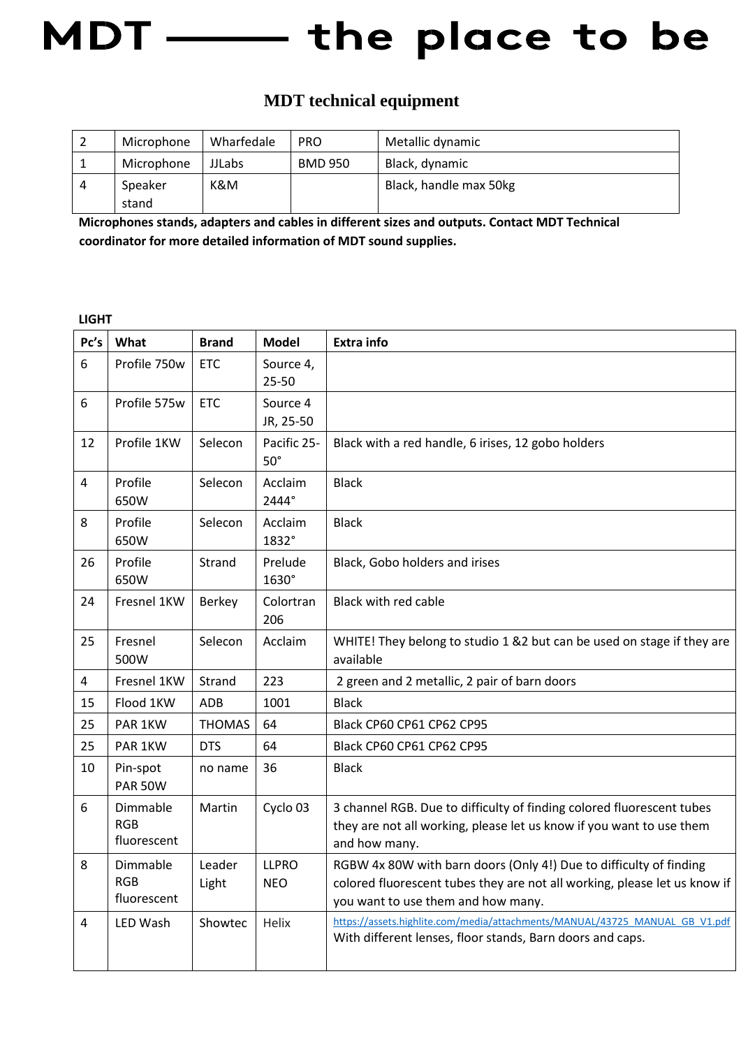# MDT ——— the place to be

## MDT technical equipment

| | | | | |
|---|---|---|---|---|
| 2 | Microphone | Wharfedale | PRO | Metallic dynamic |
| 1 | Microphone | JJLabs | BMD 950 | Black, dynamic |
| 4 | Speaker stand | K&M | | Black, handle max 50kg |

**Microphones stands, adapters and cables in different sizes and outputs. Contact MDT Technical coordinator for more detailed information of MDT sound supplies.**

**LIGHT**

| Pc's | What | Brand | Model | Extra info |
|---|---|---|---|---|
| 6 | Profile 750w | ETC | Source 4, 25-50 | |
| 6 | Profile 575w | ETC | Source 4 JR, 25-50 | |
| 12 | Profile 1KW | Selecon | Pacific 25-50° | Black with a red handle, 6 irises, 12 gobo holders |
| 4 | Profile 650W | Selecon | Acclaim 2444° | Black |
| 8 | Profile 650W | Selecon | Acclaim 1832° | Black |
| 26 | Profile 650W | Strand | Prelude 1630° | Black, Gobo holders and irises |
| 24 | Fresnel 1KW | Berkey | Colortran 206 | Black with red cable |
| 25 | Fresnel 500W | Selecon | Acclaim | WHITE! They belong to studio 1 &2 but can be used on stage if they are available |
| 4 | Fresnel 1KW | Strand | 223 | 2 green and 2 metallic, 2 pair of barn doors |
| 15 | Flood 1KW | ADB | 1001 | Black |
| 25 | PAR 1KW | THOMAS | 64 | Black CP60 CP61 CP62 CP95 |
| 25 | PAR 1KW | DTS | 64 | Black CP60 CP61 CP62 CP95 |
| 10 | Pin-spot PAR 50W | no name | 36 | Black |
| 6 | Dimmable RGB fluorescent | Martin | Cyclo 03 | 3 channel RGB. Due to difficulty of finding colored fluorescent tubes they are not all working, please let us know if you want to use them and how many. |
| 8 | Dimmable RGB fluorescent | Leader Light | LLPRO NEO | RGBW 4x 80W with barn doors (Only 4!) Due to difficulty of finding colored fluorescent tubes they are not all working, please let us know if you want to use them and how many. |
| 4 | LED Wash | Showtec | Helix | https://assets.highlite.com/media/attachments/MANUAL/43725_MANUAL_GB_V1.pdf With different lenses, floor stands, Barn doors and caps. |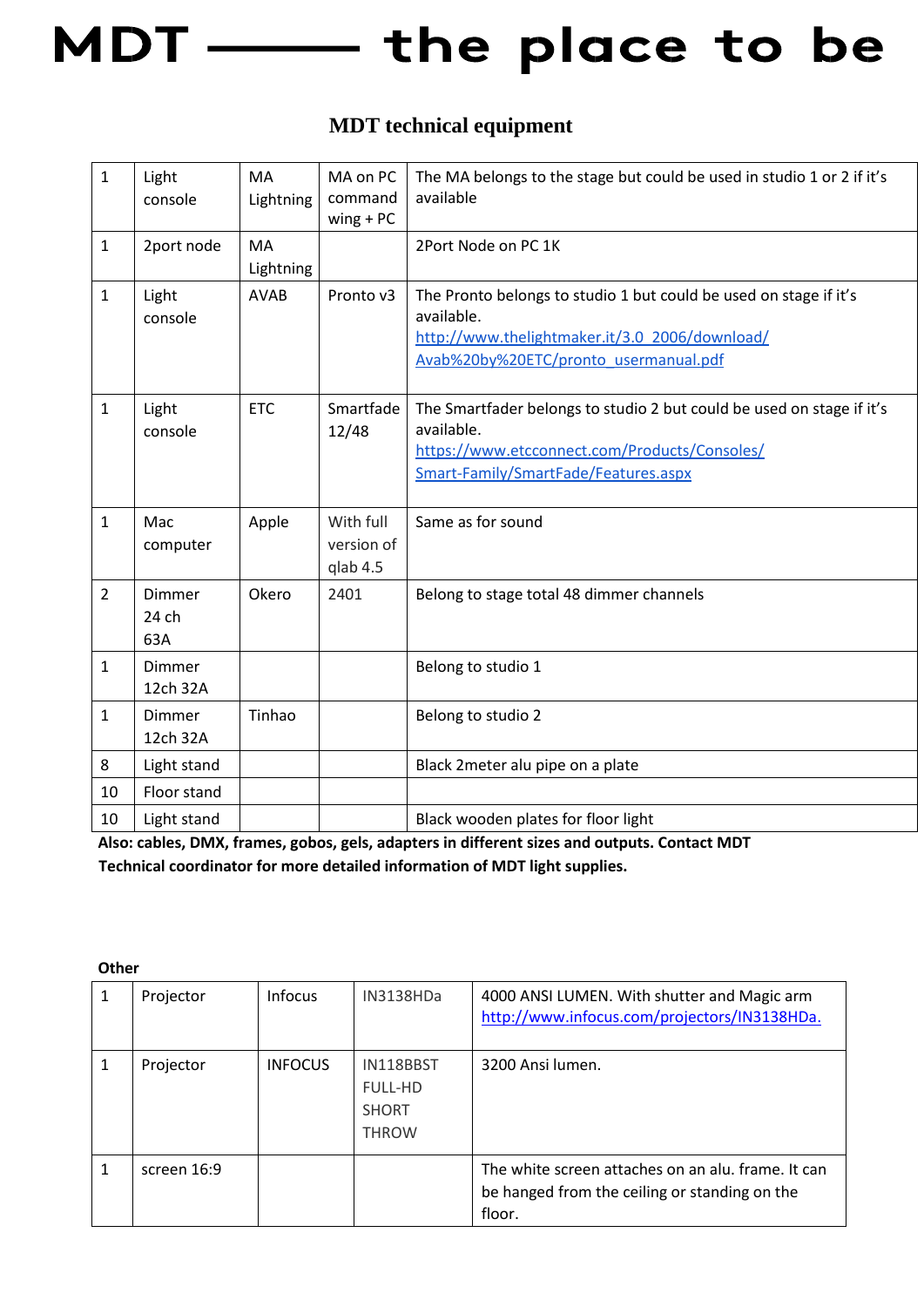# MDT —— the place to be

## MDT technical equipment

| | | | | |
|---|---|---|---|---|
| 1 | Light console | MA Lightning | MA on PC command wing + PC | The MA belongs to the stage but could be used in studio 1 or 2 if it's available |
| 1 | 2port node | MA Lightning | | 2Port Node on PC 1K |
| 1 | Light console | AVAB | Pronto v3 | The Pronto belongs to studio 1 but could be used on stage if it's available. http://www.thelightmaker.it/3.0_2006/download/Avab%20by%20ETC/pronto_usermanual.pdf |
| 1 | Light console | ETC | Smartfade 12/48 | The Smartfader belongs to studio 2 but could be used on stage if it's available. https://www.etcconnect.com/Products/Consoles/Smart-Family/SmartFade/Features.aspx |
| 1 | Mac computer | Apple | With full version of qlab 4.5 | Same as for sound |
| 2 | Dimmer 24 ch 63A | Okero | 2401 | Belong to stage total 48 dimmer channels |
| 1 | Dimmer 12ch 32A | | | Belong to studio 1 |
| 1 | Dimmer 12ch 32A | Tinhao | | Belong to studio 2 |
| 8 | Light stand | | | Black 2meter alu pipe on a plate |
| 10 | Floor stand | | | |
| 10 | Light stand | | | Black wooden plates for floor light |

**Also: cables, DMX, frames, gobos, gels, adapters in different sizes and outputs. Contact MDT Technical coordinator for more detailed information of MDT light supplies.**

**Other**

| | | | | |
|---|---|---|---|---|
| 1 | Projector | Infocus | IN3138HDa | 4000 ANSI LUMEN. With shutter and Magic arm http://www.infocus.com/projectors/IN3138HDa. |
| 1 | Projector | INFOCUS | IN118BBST FULL-HD SHORT THROW | 3200 Ansi lumen. |
| 1 | screen 16:9 | | | The white screen attaches on an alu. frame. It can be hanged from the ceiling or standing on the floor. |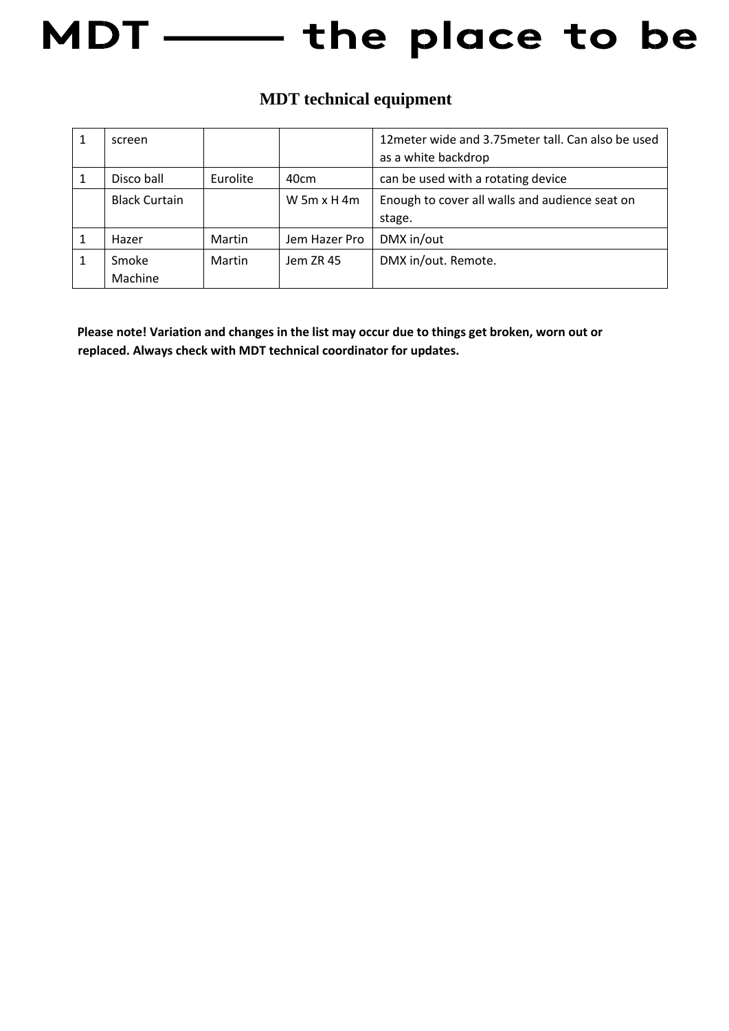# MDT —— the place to be

## MDT technical equipment

| | | | | |
|---|---|---|---|---|
| 1 | screen | | | 12meter wide and 3.75meter tall. Can also be used as a white backdrop |
| 1 | Disco ball | Eurolite | 40cm | can be used with a rotating device |
| | Black Curtain | | W 5m x H 4m | Enough to cover all walls and audience seat on stage. |
| 1 | Hazer | Martin | Jem Hazer Pro | DMX in/out |
| 1 | Smoke Machine | Martin | Jem ZR 45 | DMX in/out. Remote. |

**Please note! Variation and changes in the list may occur due to things get broken, worn out or replaced. Always check with MDT technical coordinator for updates.**